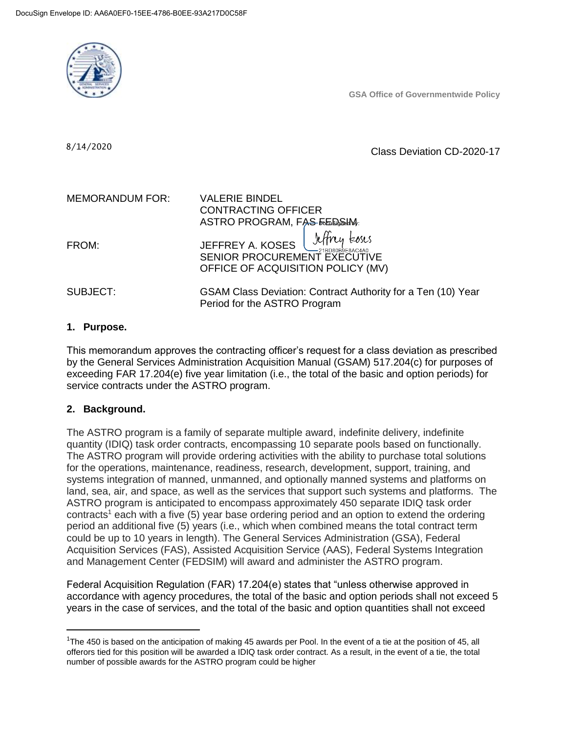DocuSign Envelope ID: AA6A0EF0-15EE-4786-B0EE-93A217D0C58F

GSA Office of Governmentwide Policy

8/14/2020

Class Deviation CD-2020-17

MEMORANDUM FOR: VALERIE BINDEL
CONTRACTING OFFICER
ASTRO PROGRAM, FAS FEDSIM

FROM: JEFFREY A. KOSES
SENIOR PROCUREMENT EXECUTIVE
OFFICE OF ACQUISITION POLICY (MV)

SUBJECT: GSAM Class Deviation: Contract Authority for a Ten (10) Year Period for the ASTRO Program

## 1. Purpose.

This memorandum approves the contracting officer's request for a class deviation as prescribed by the General Services Administration Acquisition Manual (GSAM) 517.204(c) for purposes of exceeding FAR 17.204(e) five year limitation (i.e., the total of the basic and option periods) for service contracts under the ASTRO program.

## 2. Background.

The ASTRO program is a family of separate multiple award, indefinite delivery, indefinite quantity (IDIQ) task order contracts, encompassing 10 separate pools based on functionally. The ASTRO program will provide ordering activities with the ability to purchase total solutions for the operations, maintenance, readiness, research, development, support, training, and systems integration of manned, unmanned, and optionally manned systems and platforms on land, sea, air, and space, as well as the services that support such systems and platforms. The ASTRO program is anticipated to encompass approximately 450 separate IDIQ task order contracts[1] each with a five (5) year base ordering period and an option to extend the ordering period an additional five (5) years (i.e., which when combined means the total contract term could be up to 10 years in length). The General Services Administration (GSA), Federal Acquisition Services (FAS), Assisted Acquisition Service (AAS), Federal Systems Integration and Management Center (FEDSIM) will award and administer the ASTRO program.

Federal Acquisition Regulation (FAR) 17.204(e) states that "unless otherwise approved in accordance with agency procedures, the total of the basic and option periods shall not exceed 5 years in the case of services, and the total of the basic and option quantities shall not exceed

[1]The 450 is based on the anticipation of making 45 awards per Pool. In the event of a tie at the position of 45, all offerors tied for this position will be awarded a IDIQ task order contract. As a result, in the event of a tie, the total number of possible awards for the ASTRO program could be higher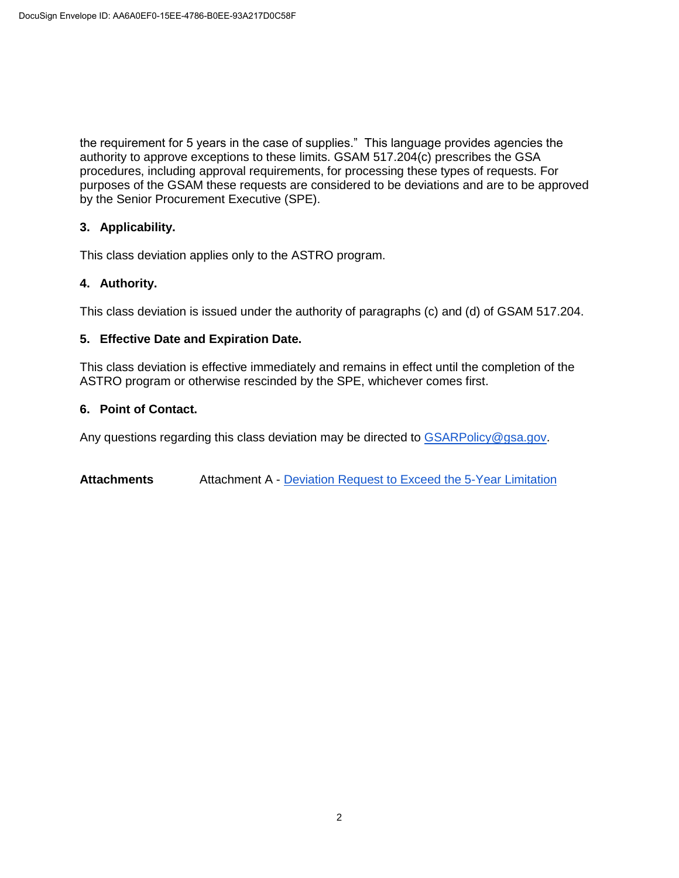the requirement for 5 years in the case of supplies." This language provides agencies the authority to approve exceptions to these limits. GSAM 517.204(c) prescribes the GSA procedures, including approval requirements, for processing these types of requests. For purposes of the GSAM these requests are considered to be deviations and are to be approved by the Senior Procurement Executive (SPE).

**3. Applicability.**

This class deviation applies only to the ASTRO program.

**4. Authority.**

This class deviation is issued under the authority of paragraphs (c) and (d) of GSAM 517.204.

**5. Effective Date and Expiration Date.**

This class deviation is effective immediately and remains in effect until the completion of the ASTRO program or otherwise rescinded by the SPE, whichever comes first.

**6. Point of Contact.**

Any questions regarding this class deviation may be directed to GSARPolicy@gsa.gov.

**Attachments** Attachment A - Deviation Request to Exceed the 5-Year Limitation